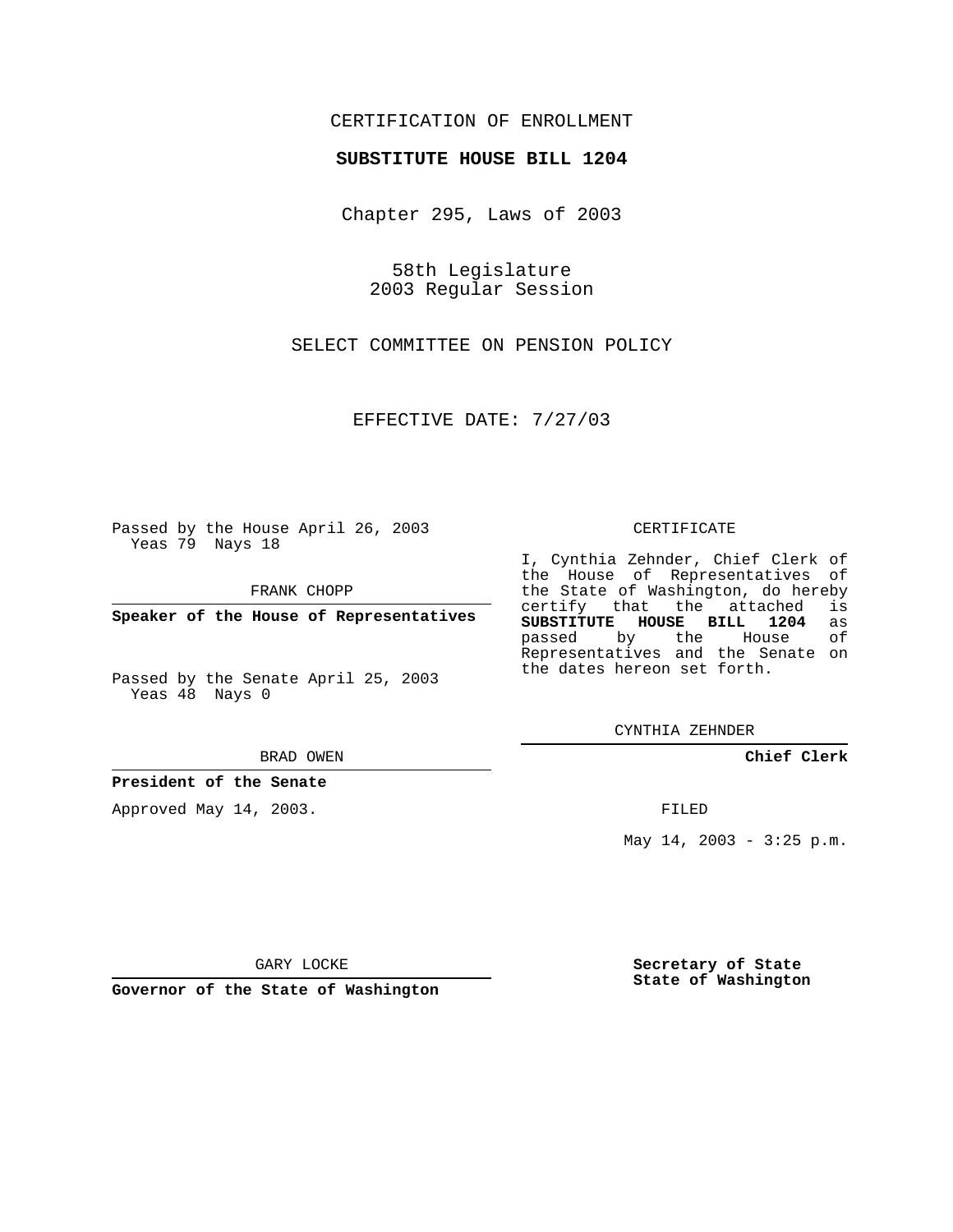CERTIFICATION OF ENROLLMENT

**SUBSTITUTE HOUSE BILL 1204**

Chapter 295, Laws of 2003

58th Legislature
2003 Regular Session

SELECT COMMITTEE ON PENSION POLICY

EFFECTIVE DATE: 7/27/03

Passed by the House April 26, 2003
Yeas 79 Nays 18

FRANK CHOPP

**Speaker of the House of Representatives**

Passed by the Senate April 25, 2003
Yeas 48 Nays 0

BRAD OWEN

**President of the Senate**

Approved May 14, 2003.

GARY LOCKE

**Governor of the State of Washington**

CERTIFICATE

I, Cynthia Zehnder, Chief Clerk of the House of Representatives of the State of Washington, do hereby certify that the attached is **SUBSTITUTE HOUSE BILL 1204** as passed by the House of Representatives and the Senate on the dates hereon set forth.

CYNTHIA ZEHNDER

**Chief Clerk**

FILED

May 14, 2003 - 3:25 p.m.

**Secretary of State**
**State of Washington**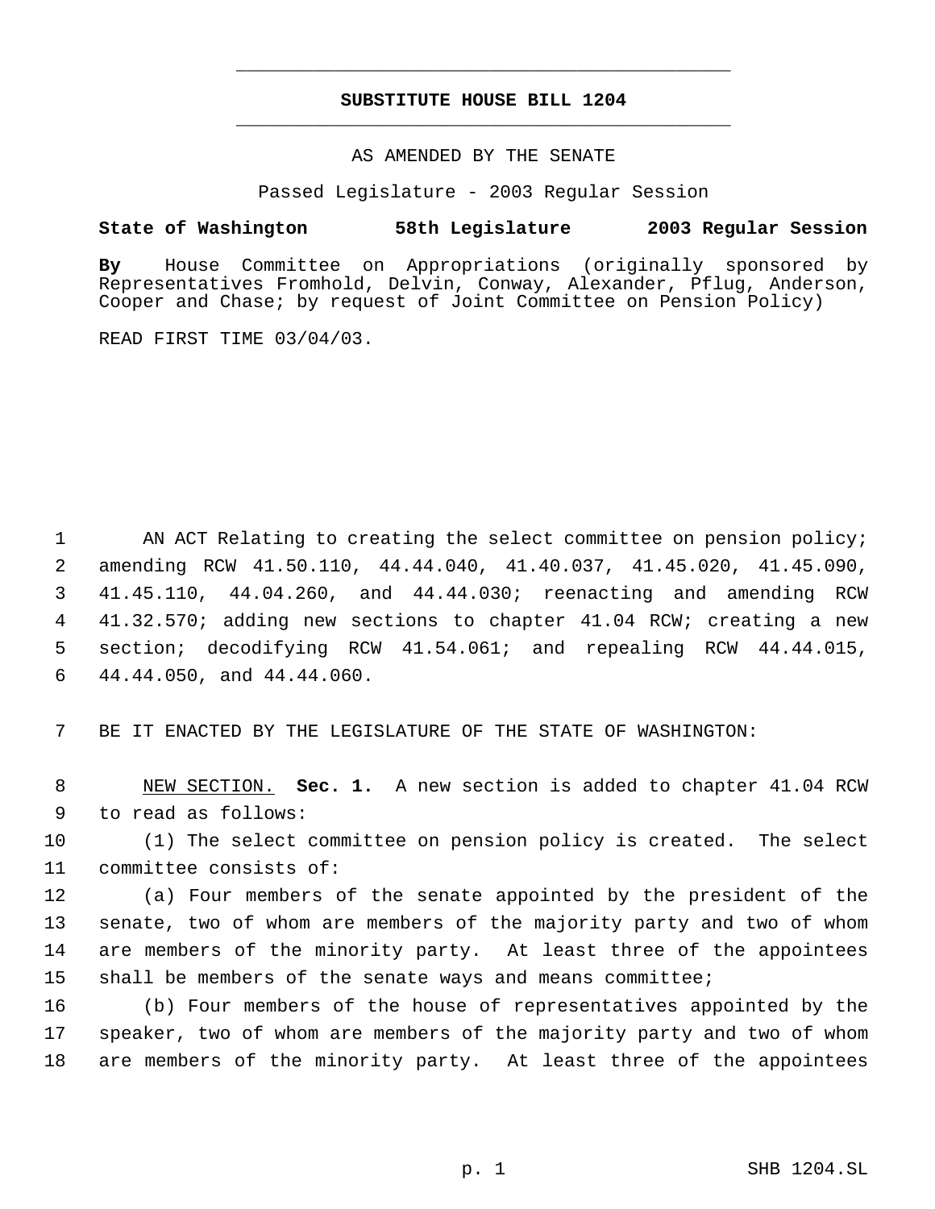# SUBSTITUTE HOUSE BILL 1204

AS AMENDED BY THE SENATE

Passed Legislature - 2003 Regular Session

**State of Washington 58th Legislature 2003 Regular Session**

**By** House Committee on Appropriations (originally sponsored by Representatives Fromhold, Delvin, Conway, Alexander, Pflug, Anderson, Cooper and Chase; by request of Joint Committee on Pension Policy)

READ FIRST TIME 03/04/03.

AN ACT Relating to creating the select committee on pension policy; amending RCW 41.50.110, 44.44.040, 41.40.037, 41.45.020, 41.45.090, 41.45.110, 44.04.260, and 44.44.030; reenacting and amending RCW 41.32.570; adding new sections to chapter 41.04 RCW; creating a new section; decodifying RCW 41.54.061; and repealing RCW 44.44.015, 44.44.050, and 44.44.060.

BE IT ENACTED BY THE LEGISLATURE OF THE STATE OF WASHINGTON:

NEW SECTION. **Sec. 1.** A new section is added to chapter 41.04 RCW to read as follows:

(1) The select committee on pension policy is created. The select committee consists of:

(a) Four members of the senate appointed by the president of the senate, two of whom are members of the majority party and two of whom are members of the minority party. At least three of the appointees shall be members of the senate ways and means committee;

(b) Four members of the house of representatives appointed by the speaker, two of whom are members of the majority party and two of whom are members of the minority party. At least three of the appointees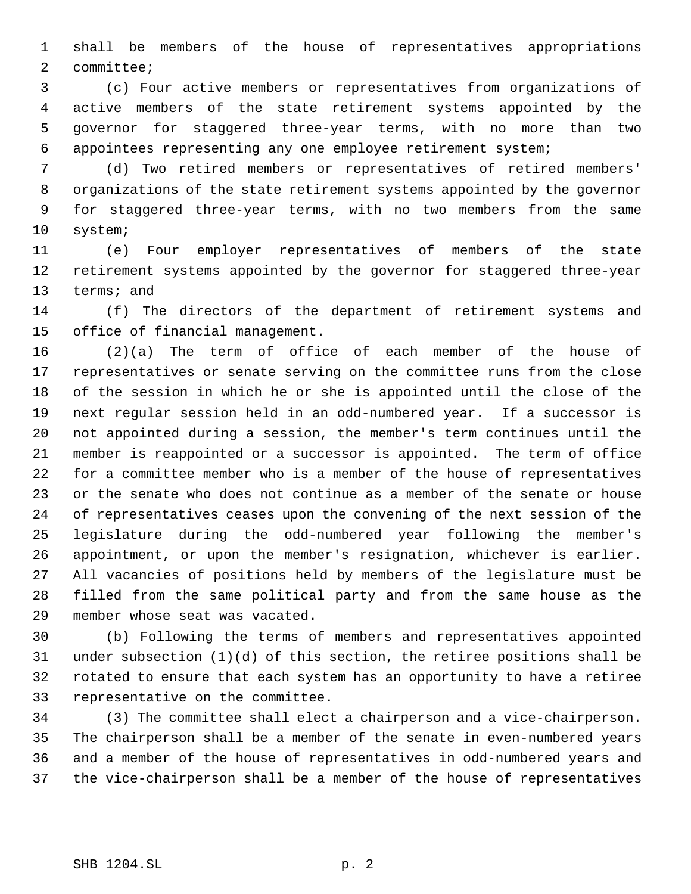shall be members of the house of representatives appropriations committee;

(c) Four active members or representatives from organizations of active members of the state retirement systems appointed by the governor for staggered three-year terms, with no more than two appointees representing any one employee retirement system;

(d) Two retired members or representatives of retired members' organizations of the state retirement systems appointed by the governor for staggered three-year terms, with no two members from the same system;

(e) Four employer representatives of members of the state retirement systems appointed by the governor for staggered three-year terms; and

(f) The directors of the department of retirement systems and office of financial management.

(2)(a) The term of office of each member of the house of representatives or senate serving on the committee runs from the close of the session in which he or she is appointed until the close of the next regular session held in an odd-numbered year. If a successor is not appointed during a session, the member's term continues until the member is reappointed or a successor is appointed. The term of office for a committee member who is a member of the house of representatives or the senate who does not continue as a member of the senate or house of representatives ceases upon the convening of the next session of the legislature during the odd-numbered year following the member's appointment, or upon the member's resignation, whichever is earlier. All vacancies of positions held by members of the legislature must be filled from the same political party and from the same house as the member whose seat was vacated.

(b) Following the terms of members and representatives appointed under subsection (1)(d) of this section, the retiree positions shall be rotated to ensure that each system has an opportunity to have a retiree representative on the committee.

(3) The committee shall elect a chairperson and a vice-chairperson. The chairperson shall be a member of the senate in even-numbered years and a member of the house of representatives in odd-numbered years and the vice-chairperson shall be a member of the house of representatives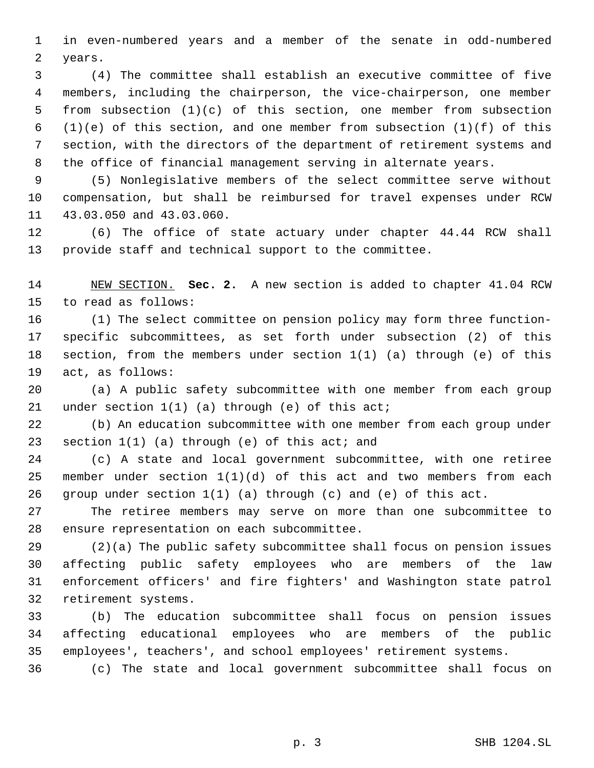in even-numbered years and a member of the senate in odd-numbered years.

(4) The committee shall establish an executive committee of five members, including the chairperson, the vice-chairperson, one member from subsection (1)(c) of this section, one member from subsection (1)(e) of this section, and one member from subsection (1)(f) of this section, with the directors of the department of retirement systems and the office of financial management serving in alternate years.

(5) Nonlegislative members of the select committee serve without compensation, but shall be reimbursed for travel expenses under RCW 43.03.050 and 43.03.060.

(6) The office of state actuary under chapter 44.44 RCW shall provide staff and technical support to the committee.

NEW SECTION. **Sec. 2.** A new section is added to chapter 41.04 RCW to read as follows:

(1) The select committee on pension policy may form three function-specific subcommittees, as set forth under subsection (2) of this section, from the members under section 1(1) (a) through (e) of this act, as follows:

(a) A public safety subcommittee with one member from each group under section 1(1) (a) through (e) of this act;

(b) An education subcommittee with one member from each group under section 1(1) (a) through (e) of this act; and

(c) A state and local government subcommittee, with one retiree member under section 1(1)(d) of this act and two members from each group under section 1(1) (a) through (c) and (e) of this act.

The retiree members may serve on more than one subcommittee to ensure representation on each subcommittee.

(2)(a) The public safety subcommittee shall focus on pension issues affecting public safety employees who are members of the law enforcement officers' and fire fighters' and Washington state patrol retirement systems.

(b) The education subcommittee shall focus on pension issues affecting educational employees who are members of the public employees', teachers', and school employees' retirement systems.

(c) The state and local government subcommittee shall focus on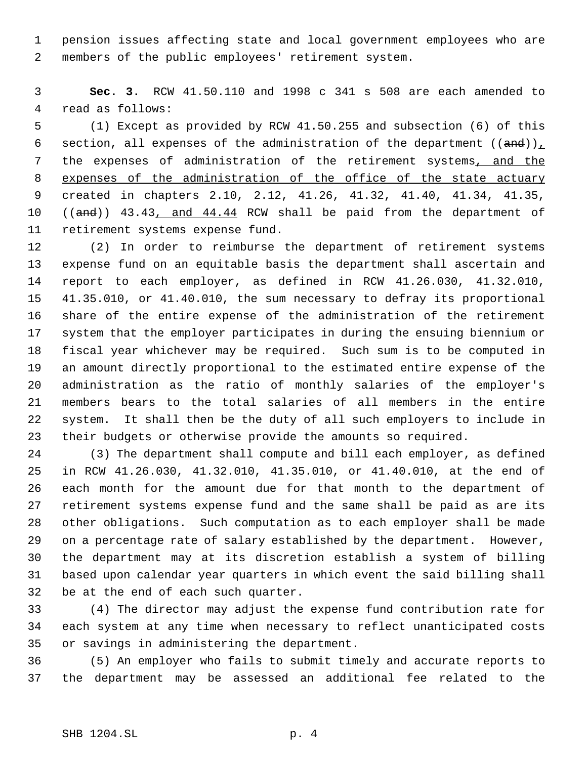pension issues affecting state and local government employees who are members of the public employees' retirement system.

**Sec. 3.** RCW 41.50.110 and 1998 c 341 s 508 are each amended to read as follows:

(1) Except as provided by RCW 41.50.255 and subsection (6) of this section, all expenses of the administration of the department ((~~and~~)), the expenses of administration of the retirement systems, and the expenses of the administration of the office of the state actuary created in chapters 2.10, 2.12, 41.26, 41.32, 41.40, 41.34, 41.35, ((~~and~~)) 43.43, and 44.44 RCW shall be paid from the department of retirement systems expense fund.

(2) In order to reimburse the department of retirement systems expense fund on an equitable basis the department shall ascertain and report to each employer, as defined in RCW 41.26.030, 41.32.010, 41.35.010, or 41.40.010, the sum necessary to defray its proportional share of the entire expense of the administration of the retirement system that the employer participates in during the ensuing biennium or fiscal year whichever may be required. Such sum is to be computed in an amount directly proportional to the estimated entire expense of the administration as the ratio of monthly salaries of the employer's members bears to the total salaries of all members in the entire system. It shall then be the duty of all such employers to include in their budgets or otherwise provide the amounts so required.

(3) The department shall compute and bill each employer, as defined in RCW 41.26.030, 41.32.010, 41.35.010, or 41.40.010, at the end of each month for the amount due for that month to the department of retirement systems expense fund and the same shall be paid as are its other obligations. Such computation as to each employer shall be made on a percentage rate of salary established by the department. However, the department may at its discretion establish a system of billing based upon calendar year quarters in which event the said billing shall be at the end of each such quarter.

(4) The director may adjust the expense fund contribution rate for each system at any time when necessary to reflect unanticipated costs or savings in administering the department.

(5) An employer who fails to submit timely and accurate reports to the department may be assessed an additional fee related to the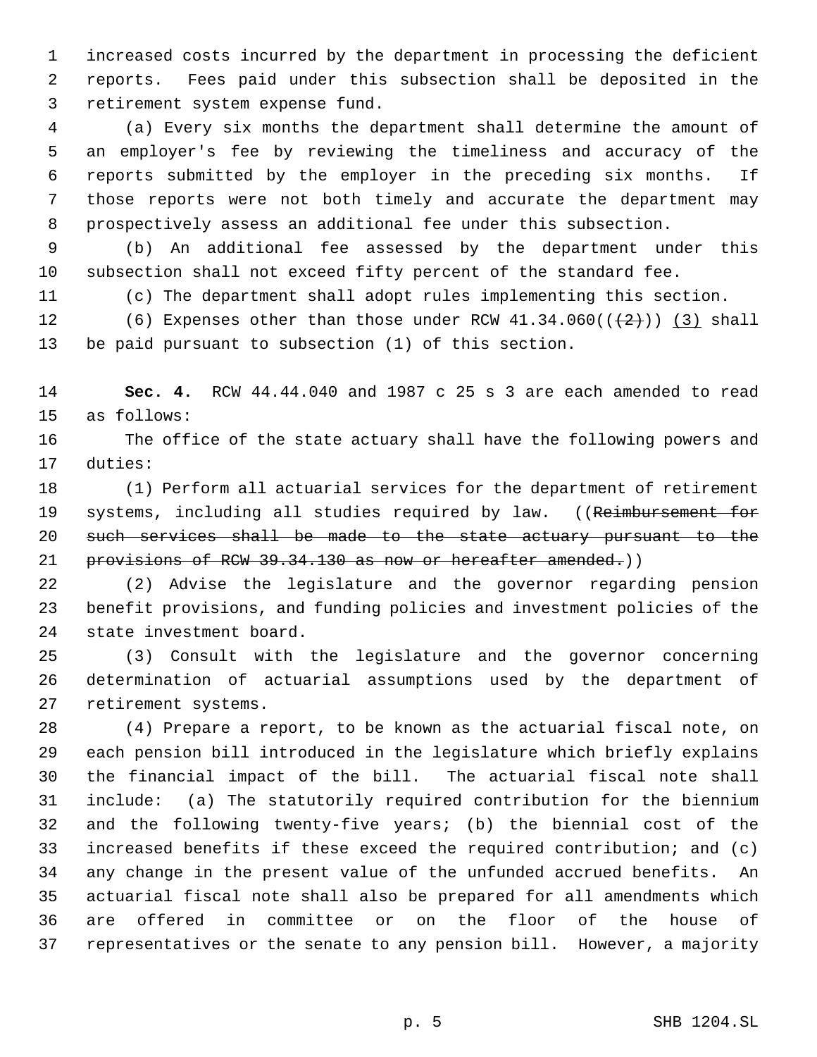increased costs incurred by the department in processing the deficient reports. Fees paid under this subsection shall be deposited in the retirement system expense fund.

(a) Every six months the department shall determine the amount of an employer's fee by reviewing the timeliness and accuracy of the reports submitted by the employer in the preceding six months. If those reports were not both timely and accurate the department may prospectively assess an additional fee under this subsection.

(b) An additional fee assessed by the department under this subsection shall not exceed fifty percent of the standard fee.

(c) The department shall adopt rules implementing this section.

(6) Expenses other than those under RCW 41.34.060((~~(2)~~)) (3) shall be paid pursuant to subsection (1) of this section.

**Sec. 4.** RCW 44.44.040 and 1987 c 25 s 3 are each amended to read as follows:

The office of the state actuary shall have the following powers and duties:

(1) Perform all actuarial services for the department of retirement systems, including all studies required by law. ((~~Reimbursement for such services shall be made to the state actuary pursuant to the provisions of RCW 39.34.130 as now or hereafter amended.~~))

(2) Advise the legislature and the governor regarding pension benefit provisions, and funding policies and investment policies of the state investment board.

(3) Consult with the legislature and the governor concerning determination of actuarial assumptions used by the department of retirement systems.

(4) Prepare a report, to be known as the actuarial fiscal note, on each pension bill introduced in the legislature which briefly explains the financial impact of the bill. The actuarial fiscal note shall include: (a) The statutorily required contribution for the biennium and the following twenty-five years; (b) the biennial cost of the increased benefits if these exceed the required contribution; and (c) any change in the present value of the unfunded accrued benefits. An actuarial fiscal note shall also be prepared for all amendments which are offered in committee or on the floor of the house of representatives or the senate to any pension bill. However, a majority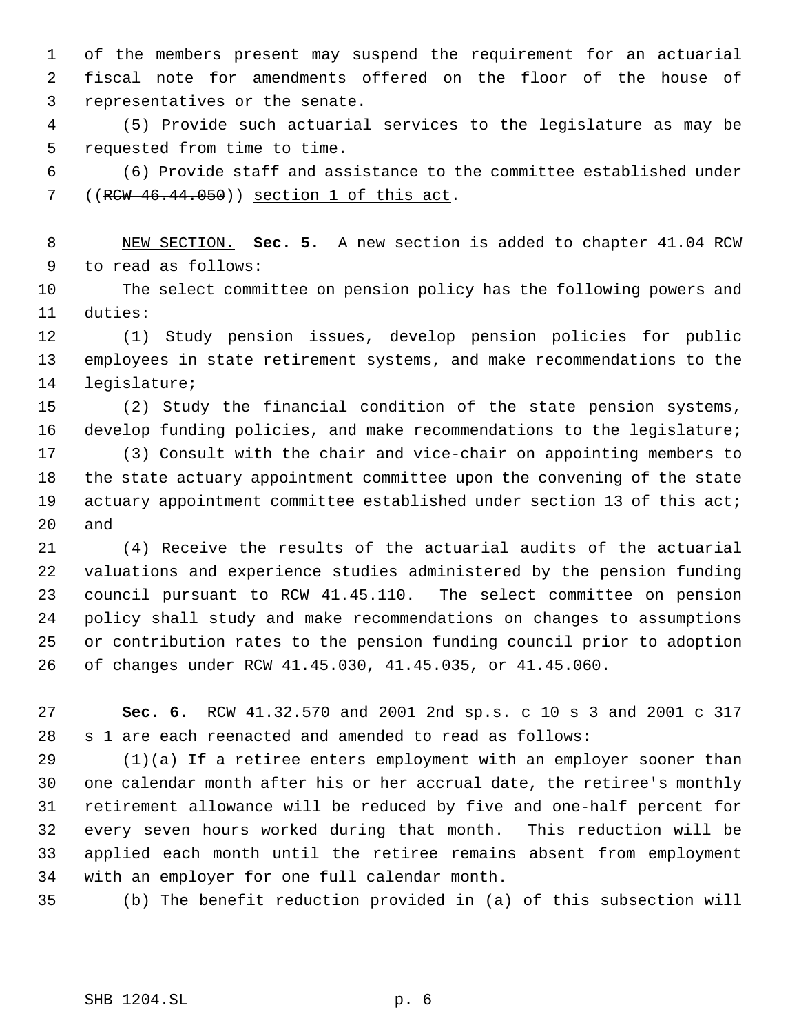of the members present may suspend the requirement for an actuarial fiscal note for amendments offered on the floor of the house of representatives or the senate.

(5) Provide such actuarial services to the legislature as may be requested from time to time.

(6) Provide staff and assistance to the committee established under ((~~RCW 46.44.050~~)) <u>section 1 of this act</u>.

<u>NEW SECTION.</u> **Sec. 5.** A new section is added to chapter 41.04 RCW to read as follows:

The select committee on pension policy has the following powers and duties:

(1) Study pension issues, develop pension policies for public employees in state retirement systems, and make recommendations to the legislature;

(2) Study the financial condition of the state pension systems, develop funding policies, and make recommendations to the legislature;

(3) Consult with the chair and vice-chair on appointing members to the state actuary appointment committee upon the convening of the state actuary appointment committee established under section 13 of this act; and

(4) Receive the results of the actuarial audits of the actuarial valuations and experience studies administered by the pension funding council pursuant to RCW 41.45.110. The select committee on pension policy shall study and make recommendations on changes to assumptions or contribution rates to the pension funding council prior to adoption of changes under RCW 41.45.030, 41.45.035, or 41.45.060.

**Sec. 6.** RCW 41.32.570 and 2001 2nd sp.s. c 10 s 3 and 2001 c 317 s 1 are each reenacted and amended to read as follows:

(1)(a) If a retiree enters employment with an employer sooner than one calendar month after his or her accrual date, the retiree's monthly retirement allowance will be reduced by five and one-half percent for every seven hours worked during that month. This reduction will be applied each month until the retiree remains absent from employment with an employer for one full calendar month.

(b) The benefit reduction provided in (a) of this subsection will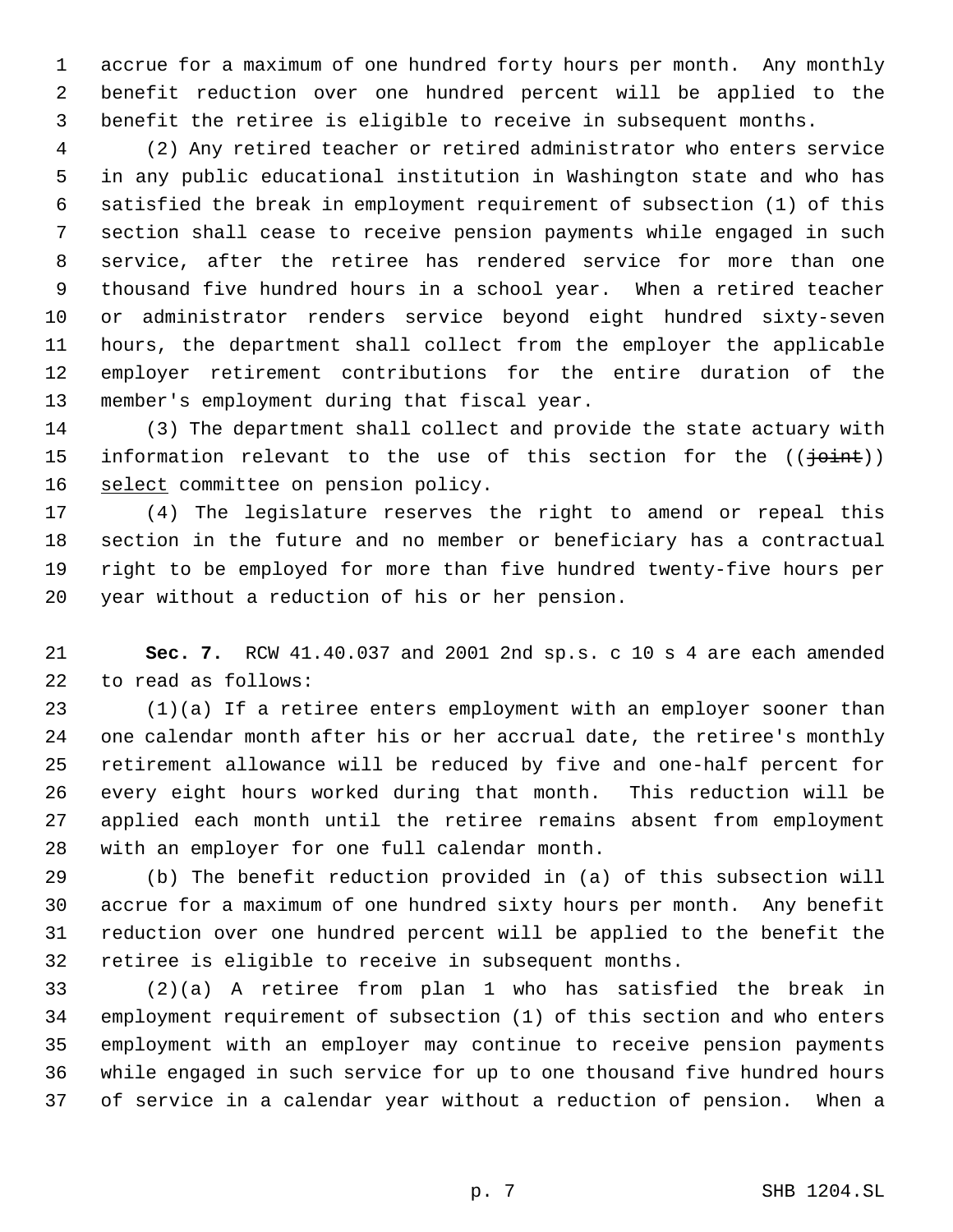accrue for a maximum of one hundred forty hours per month. Any monthly benefit reduction over one hundred percent will be applied to the benefit the retiree is eligible to receive in subsequent months.

(2) Any retired teacher or retired administrator who enters service in any public educational institution in Washington state and who has satisfied the break in employment requirement of subsection (1) of this section shall cease to receive pension payments while engaged in such service, after the retiree has rendered service for more than one thousand five hundred hours in a school year. When a retired teacher or administrator renders service beyond eight hundred sixty-seven hours, the department shall collect from the employer the applicable employer retirement contributions for the entire duration of the member's employment during that fiscal year.

(3) The department shall collect and provide the state actuary with information relevant to the use of this section for the ((~~joint~~)) <u>select</u> committee on pension policy.

(4) The legislature reserves the right to amend or repeal this section in the future and no member or beneficiary has a contractual right to be employed for more than five hundred twenty-five hours per year without a reduction of his or her pension.

**Sec. 7.** RCW 41.40.037 and 2001 2nd sp.s. c 10 s 4 are each amended to read as follows:

(1)(a) If a retiree enters employment with an employer sooner than one calendar month after his or her accrual date, the retiree's monthly retirement allowance will be reduced by five and one-half percent for every eight hours worked during that month. This reduction will be applied each month until the retiree remains absent from employment with an employer for one full calendar month.

(b) The benefit reduction provided in (a) of this subsection will accrue for a maximum of one hundred sixty hours per month. Any benefit reduction over one hundred percent will be applied to the benefit the retiree is eligible to receive in subsequent months.

(2)(a) A retiree from plan 1 who has satisfied the break in employment requirement of subsection (1) of this section and who enters employment with an employer may continue to receive pension payments while engaged in such service for up to one thousand five hundred hours of service in a calendar year without a reduction of pension. When a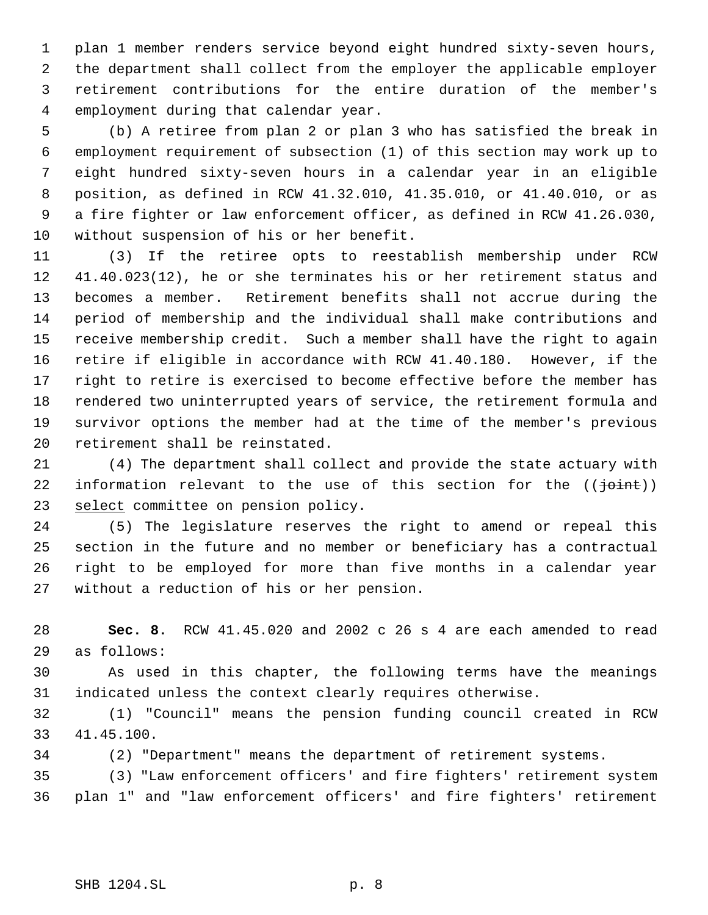plan 1 member renders service beyond eight hundred sixty-seven hours, the department shall collect from the employer the applicable employer retirement contributions for the entire duration of the member's employment during that calendar year.

(b) A retiree from plan 2 or plan 3 who has satisfied the break in employment requirement of subsection (1) of this section may work up to eight hundred sixty-seven hours in a calendar year in an eligible position, as defined in RCW 41.32.010, 41.35.010, or 41.40.010, or as a fire fighter or law enforcement officer, as defined in RCW 41.26.030, without suspension of his or her benefit.

(3) If the retiree opts to reestablish membership under RCW 41.40.023(12), he or she terminates his or her retirement status and becomes a member. Retirement benefits shall not accrue during the period of membership and the individual shall make contributions and receive membership credit. Such a member shall have the right to again retire if eligible in accordance with RCW 41.40.180. However, if the right to retire is exercised to become effective before the member has rendered two uninterrupted years of service, the retirement formula and survivor options the member had at the time of the member's previous retirement shall be reinstated.

(4) The department shall collect and provide the state actuary with information relevant to the use of this section for the ((~~joint~~)) select committee on pension policy.

(5) The legislature reserves the right to amend or repeal this section in the future and no member or beneficiary has a contractual right to be employed for more than five months in a calendar year without a reduction of his or her pension.

**Sec. 8.** RCW 41.45.020 and 2002 c 26 s 4 are each amended to read as follows:

As used in this chapter, the following terms have the meanings indicated unless the context clearly requires otherwise.

(1) "Council" means the pension funding council created in RCW 41.45.100.

(2) "Department" means the department of retirement systems.

(3) "Law enforcement officers' and fire fighters' retirement system plan 1" and "law enforcement officers' and fire fighters' retirement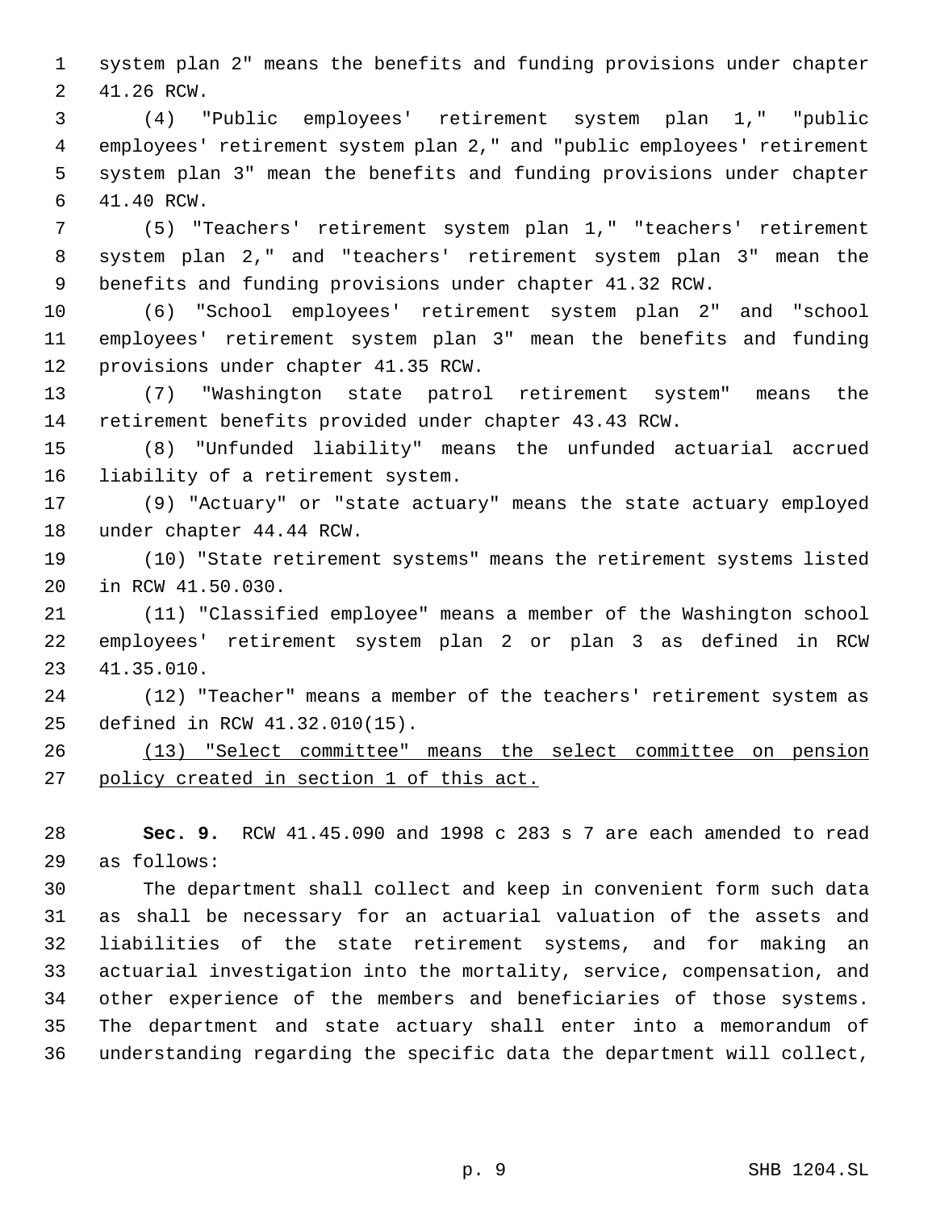system plan 2" means the benefits and funding provisions under chapter 41.26 RCW.

(4) "Public employees' retirement system plan 1," "public employees' retirement system plan 2," and "public employees' retirement system plan 3" mean the benefits and funding provisions under chapter 41.40 RCW.

(5) "Teachers' retirement system plan 1," "teachers' retirement system plan 2," and "teachers' retirement system plan 3" mean the benefits and funding provisions under chapter 41.32 RCW.

(6) "School employees' retirement system plan 2" and "school employees' retirement system plan 3" mean the benefits and funding provisions under chapter 41.35 RCW.

(7) "Washington state patrol retirement system" means the retirement benefits provided under chapter 43.43 RCW.

(8) "Unfunded liability" means the unfunded actuarial accrued liability of a retirement system.

(9) "Actuary" or "state actuary" means the state actuary employed under chapter 44.44 RCW.

(10) "State retirement systems" means the retirement systems listed in RCW 41.50.030.

(11) "Classified employee" means a member of the Washington school employees' retirement system plan 2 or plan 3 as defined in RCW 41.35.010.

(12) "Teacher" means a member of the teachers' retirement system as defined in RCW 41.32.010(15).

<u>(13) "Select committee" means the select committee on pension policy created in section 1 of this act.</u>

**Sec. 9.** RCW 41.45.090 and 1998 c 283 s 7 are each amended to read as follows:

The department shall collect and keep in convenient form such data as shall be necessary for an actuarial valuation of the assets and liabilities of the state retirement systems, and for making an actuarial investigation into the mortality, service, compensation, and other experience of the members and beneficiaries of those systems. The department and state actuary shall enter into a memorandum of understanding regarding the specific data the department will collect,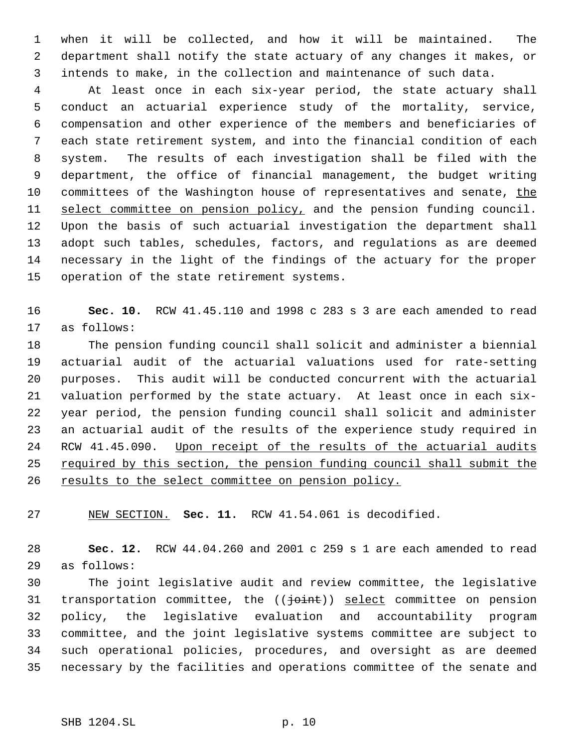when it will be collected, and how it will be maintained. The department shall notify the state actuary of any changes it makes, or intends to make, in the collection and maintenance of such data.

At least once in each six-year period, the state actuary shall conduct an actuarial experience study of the mortality, service, compensation and other experience of the members and beneficiaries of each state retirement system, and into the financial condition of each system. The results of each investigation shall be filed with the department, the office of financial management, the budget writing committees of the Washington house of representatives and senate, <u>the select committee on pension policy,</u> and the pension funding council. Upon the basis of such actuarial investigation the department shall adopt such tables, schedules, factors, and regulations as are deemed necessary in the light of the findings of the actuary for the proper operation of the state retirement systems.

**Sec. 10.** RCW 41.45.110 and 1998 c 283 s 3 are each amended to read as follows:

The pension funding council shall solicit and administer a biennial actuarial audit of the actuarial valuations used for rate-setting purposes. This audit will be conducted concurrent with the actuarial valuation performed by the state actuary. At least once in each six-year period, the pension funding council shall solicit and administer an actuarial audit of the results of the experience study required in RCW 41.45.090. <u>Upon receipt of the results of the actuarial audits required by this section, the pension funding council shall submit the results to the select committee on pension policy.</u>

<u>NEW SECTION.</u> **Sec. 11.** RCW 41.54.061 is decodified.

**Sec. 12.** RCW 44.04.260 and 2001 c 259 s 1 are each amended to read as follows:

The joint legislative audit and review committee, the legislative transportation committee, the ((~~joint~~)) <u>select</u> committee on pension policy, the legislative evaluation and accountability program committee, and the joint legislative systems committee are subject to such operational policies, procedures, and oversight as are deemed necessary by the facilities and operations committee of the senate and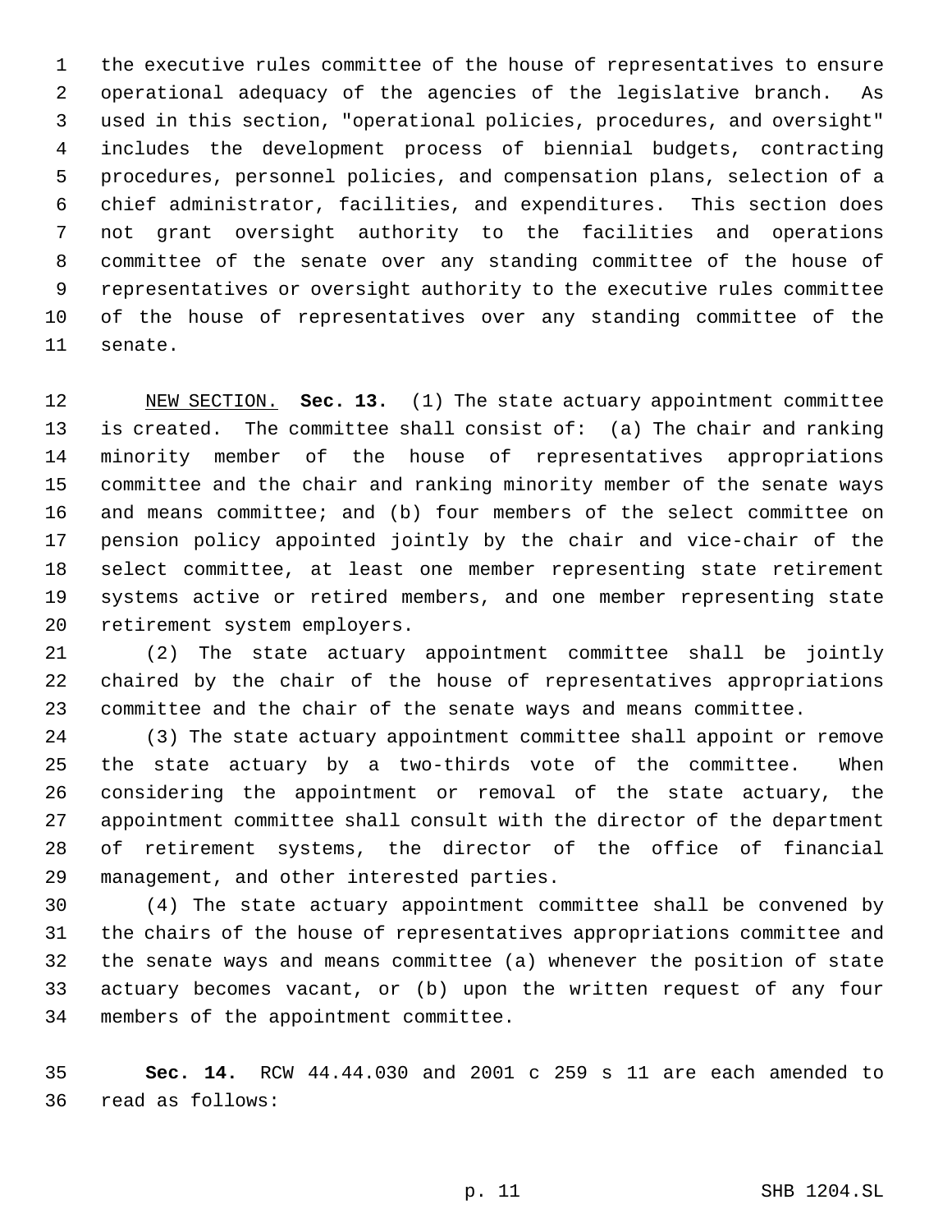the executive rules committee of the house of representatives to ensure operational adequacy of the agencies of the legislative branch. As used in this section, "operational policies, procedures, and oversight" includes the development process of biennial budgets, contracting procedures, personnel policies, and compensation plans, selection of a chief administrator, facilities, and expenditures. This section does not grant oversight authority to the facilities and operations committee of the senate over any standing committee of the house of representatives or oversight authority to the executive rules committee of the house of representatives over any standing committee of the senate.

NEW SECTION. **Sec. 13.** (1) The state actuary appointment committee is created. The committee shall consist of: (a) The chair and ranking minority member of the house of representatives appropriations committee and the chair and ranking minority member of the senate ways and means committee; and (b) four members of the select committee on pension policy appointed jointly by the chair and vice-chair of the select committee, at least one member representing state retirement systems active or retired members, and one member representing state retirement system employers.

(2) The state actuary appointment committee shall be jointly chaired by the chair of the house of representatives appropriations committee and the chair of the senate ways and means committee.

(3) The state actuary appointment committee shall appoint or remove the state actuary by a two-thirds vote of the committee. When considering the appointment or removal of the state actuary, the appointment committee shall consult with the director of the department of retirement systems, the director of the office of financial management, and other interested parties.

(4) The state actuary appointment committee shall be convened by the chairs of the house of representatives appropriations committee and the senate ways and means committee (a) whenever the position of state actuary becomes vacant, or (b) upon the written request of any four members of the appointment committee.

**Sec. 14.** RCW 44.44.030 and 2001 c 259 s 11 are each amended to read as follows: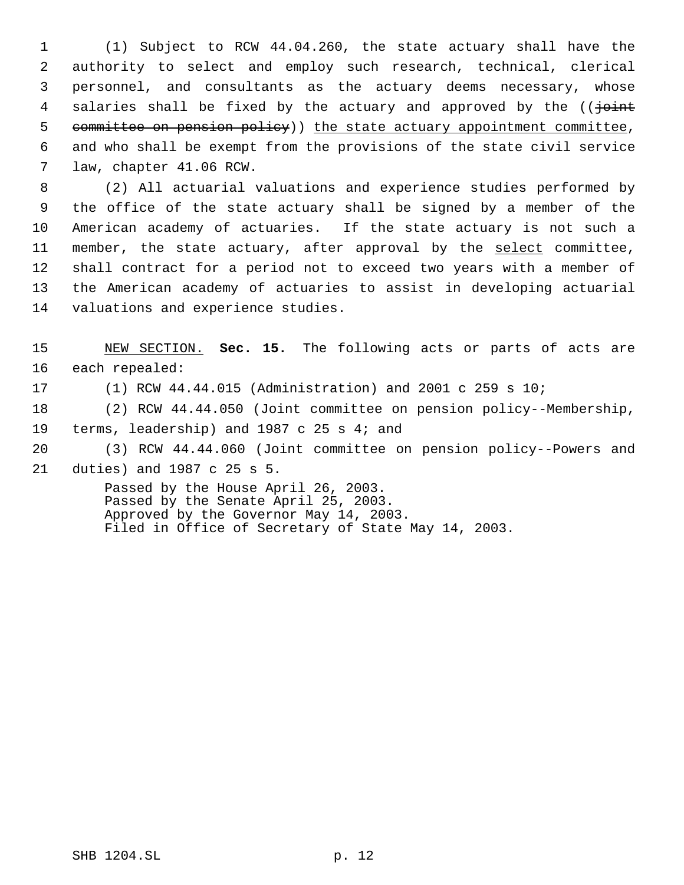(1) Subject to RCW 44.04.260, the state actuary shall have the authority to select and employ such research, technical, clerical personnel, and consultants as the actuary deems necessary, whose salaries shall be fixed by the actuary and approved by the ((~~joint committee on pension policy~~)) <u>the state actuary appointment committee</u>, and who shall be exempt from the provisions of the state civil service law, chapter 41.06 RCW.

(2) All actuarial valuations and experience studies performed by the office of the state actuary shall be signed by a member of the American academy of actuaries. If the state actuary is not such a member, the state actuary, after approval by the <u>select</u> committee, shall contract for a period not to exceed two years with a member of the American academy of actuaries to assist in developing actuarial valuations and experience studies.

<u>NEW SECTION.</u> **Sec. 15.** The following acts or parts of acts are each repealed:

(1) RCW 44.44.015 (Administration) and 2001 c 259 s 10;

(2) RCW 44.44.050 (Joint committee on pension policy--Membership, terms, leadership) and 1987 c 25 s 4; and

(3) RCW 44.44.060 (Joint committee on pension policy--Powers and duties) and 1987 c 25 s 5.

Passed by the House April 26, 2003.
Passed by the Senate April 25, 2003.
Approved by the Governor May 14, 2003.
Filed in Office of Secretary of State May 14, 2003.